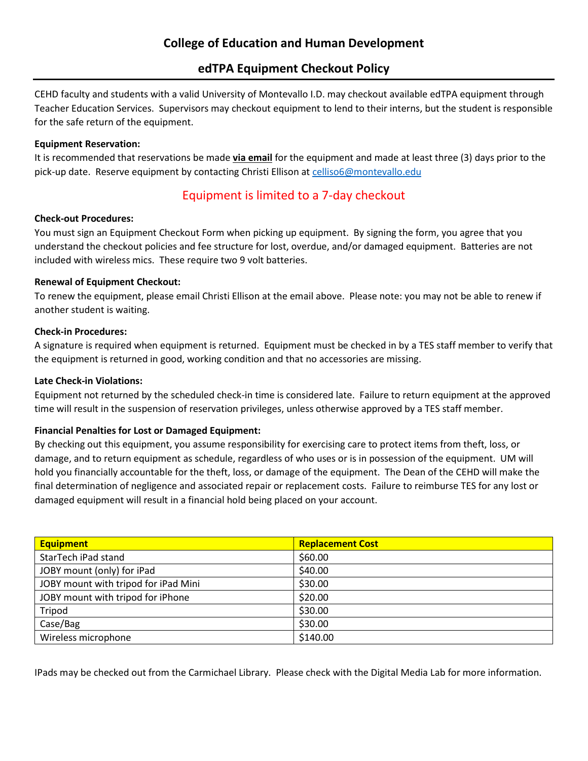# College of Education and Human Development

## edTPA Equipment Checkout Policy

CEHD faculty and students with a valid University of Montevallo I.D. may checkout available edTPA equipment through Teacher Education Services. Supervisors may checkout equipment to lend to their interns, but the student is responsible for the safe return of the equipment.

**Equipment Reservation:**
It is recommended that reservations be made **via email** for the equipment and made at least three (3) days prior to the pick-up date. Reserve equipment by contacting Christi Ellison at celliso6@montevallo.edu

### Equipment is limited to a 7-day checkout

**Check-out Procedures:**
You must sign an Equipment Checkout Form when picking up equipment. By signing the form, you agree that you understand the checkout policies and fee structure for lost, overdue, and/or damaged equipment. Batteries are not included with wireless mics. These require two 9 volt batteries.

**Renewal of Equipment Checkout:**
To renew the equipment, please email Christi Ellison at the email above. Please note: you may not be able to renew if another student is waiting.

**Check-in Procedures:**
A signature is required when equipment is returned. Equipment must be checked in by a TES staff member to verify that the equipment is returned in good, working condition and that no accessories are missing.

**Late Check-in Violations:**
Equipment not returned by the scheduled check-in time is considered late. Failure to return equipment at the approved time will result in the suspension of reservation privileges, unless otherwise approved by a TES staff member.

**Financial Penalties for Lost or Damaged Equipment:**
By checking out this equipment, you assume responsibility for exercising care to protect items from theft, loss, or damage, and to return equipment as schedule, regardless of who uses or is in possession of the equipment. UM will hold you financially accountable for the theft, loss, or damage of the equipment. The Dean of the CEHD will make the final determination of negligence and associated repair or replacement costs. Failure to reimburse TES for any lost or damaged equipment will result in a financial hold being placed on your account.

| Equipment | Replacement Cost |
|---|---|
| StarTech iPad stand | $60.00 |
| JOBY mount (only) for iPad | $40.00 |
| JOBY mount with tripod for iPad Mini | $30.00 |
| JOBY mount with tripod for iPhone | $20.00 |
| Tripod | $30.00 |
| Case/Bag | $30.00 |
| Wireless microphone | $140.00 |

IPads may be checked out from the Carmichael Library. Please check with the Digital Media Lab for more information.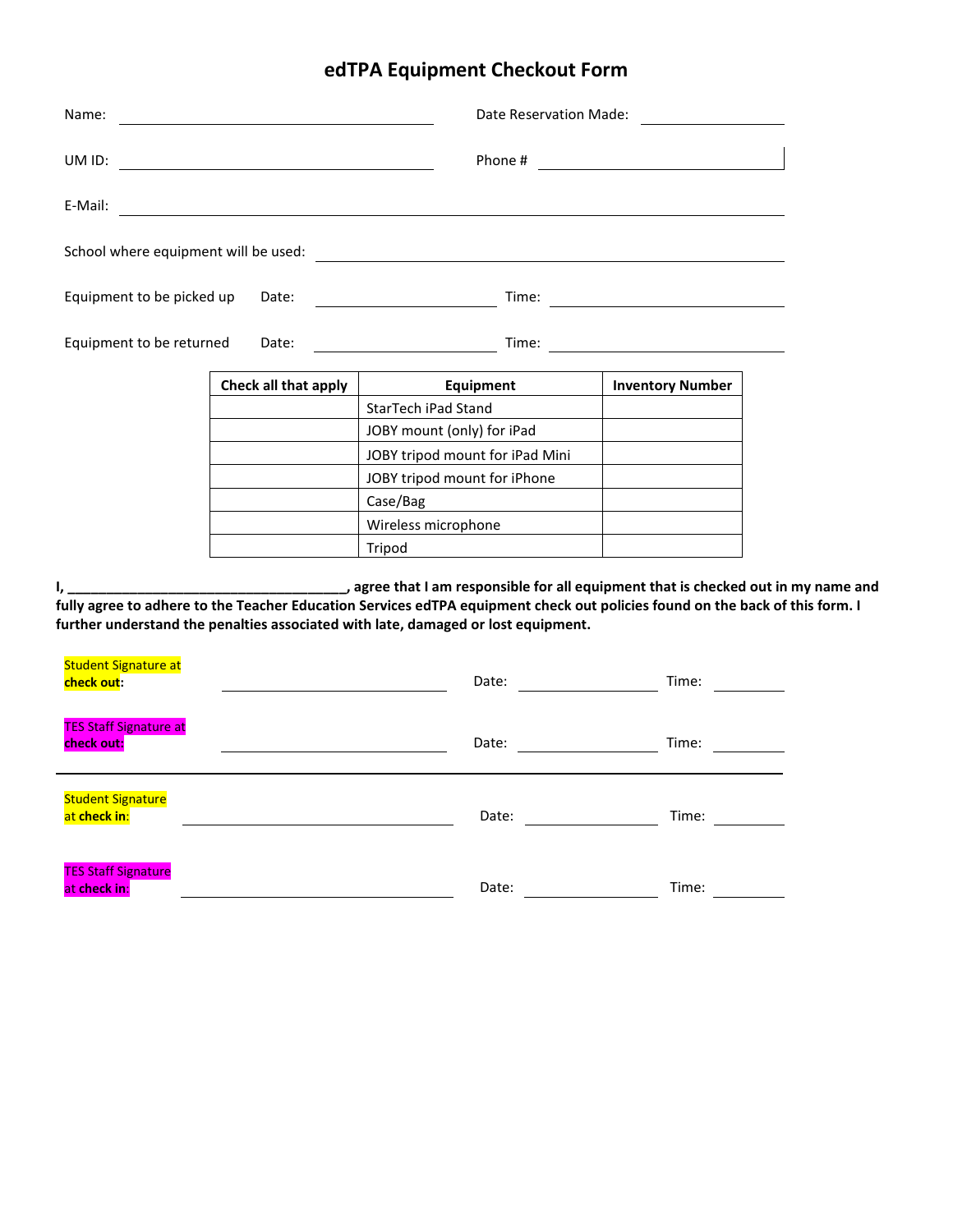# edTPA Equipment Checkout Form

Name: ______________________ Date Reservation Made: ______________

UM ID: ______________________ Phone # ______________

E-Mail: ______________________________________________

School where equipment will be used: ______________________________

Equipment to be picked up Date: ______________ Time: ______________

Equipment to be returned Date: ______________ Time: ______________

| Check all that apply | Equipment | Inventory Number |
|---|---|---|
| | StarTech iPad Stand | |
| | JOBY mount (only) for iPad | |
| | JOBY tripod mount for iPad Mini | |
| | JOBY tripod mount for iPhone | |
| | Case/Bag | |
| | Wireless microphone | |
| | Tripod | |

**I, ____________________________________, agree that I am responsible for all equipment that is checked out in my name and fully agree to adhere to the Teacher Education Services edTPA equipment check out policies found on the back of this form. I further understand the penalties associated with late, damaged or lost equipment.**

Student Signature at **check out**: ______________________ Date: ______________ Time: __________

TES Staff Signature at **check out:** ______________________ Date: ______________ Time: __________

---

Student Signature at **check in:** ______________________ Date: ______________ Time: __________

TES Staff Signature at **check in:** ______________________ Date: ______________ Time: __________